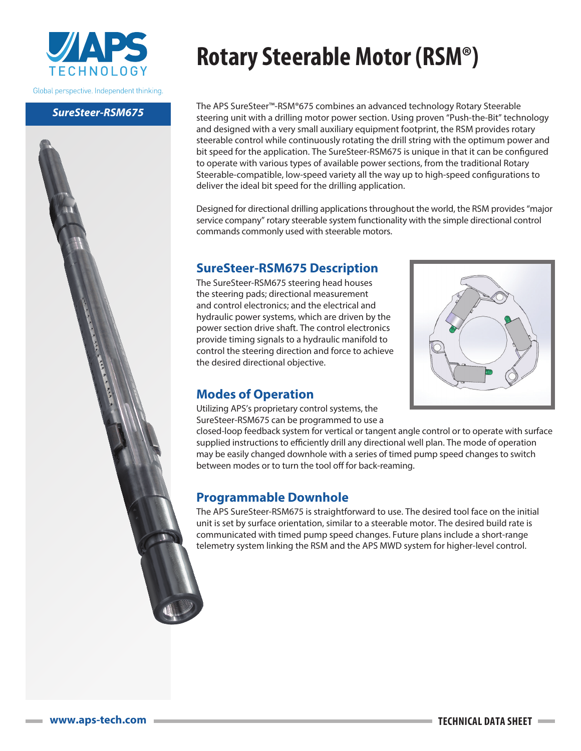# Rotary Steerable Motor (RSM®)

Global perspective. Independent thinking.

***SureSteer-RSM675***

The APS SureSteer™-RSM®675 combines an advanced technology Rotary Steerable steering unit with a drilling motor power section. Using proven "Push-the-Bit" technology and designed with a very small auxiliary equipment footprint, the RSM provides rotary steerable control while continuously rotating the drill string with the optimum power and bit speed for the application. The SureSteer-RSM675 is unique in that it can be configured to operate with various types of available power sections, from the traditional Rotary Steerable-compatible, low-speed variety all the way up to high-speed configurations to deliver the ideal bit speed for the drilling application.

Designed for directional drilling applications throughout the world, the RSM provides "major service company" rotary steerable system functionality with the simple directional control commands commonly used with steerable motors.

## SureSteer-RSM675 Description

The SureSteer-RSM675 steering head houses the steering pads; directional measurement and control electronics; and the electrical and hydraulic power systems, which are driven by the power section drive shaft. The control electronics provide timing signals to a hydraulic manifold to control the steering direction and force to achieve the desired directional objective.

## Modes of Operation

Utilizing APS's proprietary control systems, the SureSteer-RSM675 can be programmed to use a closed-loop feedback system for vertical or tangent angle control or to operate with surface supplied instructions to efficiently drill any directional well plan. The mode of operation may be easily changed downhole with a series of timed pump speed changes to switch between modes or to turn the tool off for back-reaming.

## Programmable Downhole

The APS SureSteer-RSM675 is straightforward to use. The desired tool face on the initial unit is set by surface orientation, similar to a steerable motor. The desired build rate is communicated with timed pump speed changes. Future plans include a short-range telemetry system linking the RSM and the APS MWD system for higher-level control.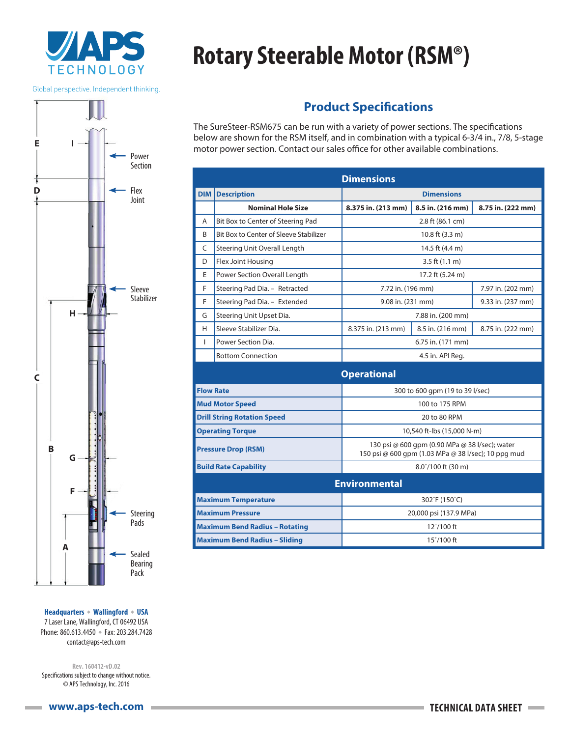# Rotary Steerable Motor (RSM®)

Global perspective. Independent thinking.

E
I
Power Section
D
Flex Joint
Sleeve Stabilizer
H
C
B
G
F
Steering Pads
A
Sealed Bearing Pack

## Product Specifications

The SureSteer-RSM675 can be run with a variety of power sections. The specifications below are shown for the RSM itself, and in combination with a typical 6-3/4 in., 7/8, 5-stage motor power section. Contact our sales office for other available combinations.

### Dimensions

| DIM | Description | Dimensions | | |
|---|---|---|---|---|
| | Nominal Hole Size | 8.375 in. (213 mm) | 8.5 in. (216 mm) | 8.75 in. (222 mm) |
| A | Bit Box to Center of Steering Pad | 2.8 ft (86.1 cm) | | |
| B | Bit Box to Center of Sleeve Stabilizer | 10.8 ft (3.3 m) | | |
| C | Steering Unit Overall Length | 14.5 ft (4.4 m) | | |
| D | Flex Joint Housing | 3.5 ft (1.1 m) | | |
| E | Power Section Overall Length | 17.2 ft (5.24 m) | | |
| F | Steering Pad Dia. – Retracted | 7.72 in. (196 mm) | | 7.97 in. (202 mm) |
| F | Steering Pad Dia. – Extended | 9.08 in. (231 mm) | | 9.33 in. (237 mm) |
| G | Steering Unit Upset Dia. | 7.88 in. (200 mm) | | |
| H | Sleeve Stabilizer Dia. | 8.375 in. (213 mm) | 8.5 in. (216 mm) | 8.75 in. (222 mm) |
| I | Power Section Dia. | 6.75 in. (171 mm) | | |
| | Bottom Connection | 4.5 in. API Reg. | | |

### Operational

| | |
|---|---|
| **Flow Rate** | 300 to 600 gpm (19 to 39 l/sec) |
| **Mud Motor Speed** | 100 to 175 RPM |
| **Drill String Rotation Speed** | 20 to 80 RPM |
| **Operating Torque** | 10,540 ft-lbs (15,000 N-m) |
| **Pressure Drop (RSM)** | 130 psi @ 600 gpm (0.90 MPa @ 38 l/sec); water<br>150 psi @ 600 gpm (1.03 MPa @ 38 l/sec); 10 ppg mud |
| **Build Rate Capability** | 8.0˚/100 ft (30 m) |

### Environmental

| | |
|---|---|
| **Maximum Temperature** | 302˚F (150˚C) |
| **Maximum Pressure** | 20,000 psi (137.9 MPa) |
| **Maximum Bend Radius – Rotating** | 12˚/100 ft |
| **Maximum Bend Radius – Sliding** | 15˚/100 ft |

**Headquarters • Wallingford • USA**
7 Laser Lane, Wallingford, CT 06492 USA
Phone: 860.613.4450 • Fax: 203.284.7428
contact@aps-tech.com

Rev. 160412-vD.02
Specifications subject to change without notice.
© APS Technology, Inc. 2016

www.aps-tech.com

TECHNICAL DATA SHEET